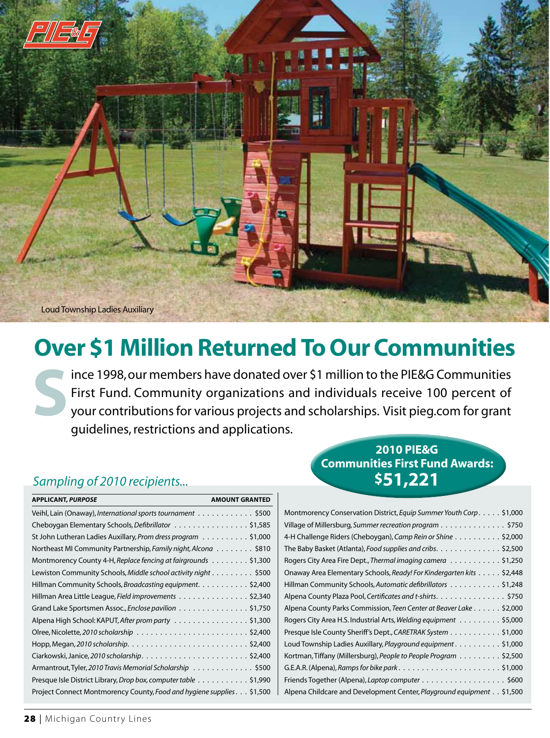Loud Township Ladies Auxiliary

# Over $1 Million Returned To Our Communities

Since 1998, our members have donated over $1 million to the PIE&G Communities First Fund. Community organizations and individuals receive 100 percent of your contributions for various projects and scholarships. Visit pieg.com for grant guidelines, restrictions and applications.

## 2010 PIE&G Communities First Fund Awards: $51,221

*Sampling of 2010 recipients...*

| APPLICANT, *PURPOSE* | AMOUNT GRANTED |
|---|---|
| Veihl, Lain (Onaway), *International sports tournament* | $500 |
| Cheboygan Elementary Schools, *Defibrillator* | $1,585 |
| St John Lutheran Ladies Auxillary, *Prom dress program* | $1,000 |
| Northeast MI Community Partnership, *Family night, Alcona* | $810 |
| Montmorency County 4-H, *Replace fencing at fairgrounds* | $1,300 |
| Lewiston Community Schools, *Middle school activity night* | $500 |
| Hillman Community Schools, *Broadcasting equipment* | $2,400 |
| Hillman Area Little League, *Field improvements* | $2,340 |
| Grand Lake Sportsmen Assoc., *Enclose pavilion* | $1,750 |
| Alpena High School: KAPUT, *After prom party* | $1,300 |
| Olree, Nicolette, *2010 scholarship* | $2,400 |
| Hopp, Megan, *2010 scholarship* | $2,400 |
| Ciarkowski, Janice, *2010 scholarship* | $2,400 |
| Armantrout, Tyler, *2010 Travis Memorial Scholarship* | $500 |
| Presque Isle District Library, *Drop box, computer table* | $1,990 |
| Project Connect Montmorency County, *Food and hygiene supplies* | $1,500 |
| Montmorency Conservation District, *Equip Summer Youth Corp* | $1,000 |
| Village of Millersburg, *Summer recreation program* | $750 |
| 4-H Challenge Riders (Cheboygan), *Camp Rein or Shine* | $2,000 |
| The Baby Basket (Atlanta), *Food supplies and cribs* | $2,500 |
| Rogers City Area Fire Dept., *Thermal imaging camera* | $1,250 |
| Onaway Area Elementary Schools, *Ready! For Kindergarten kits* | $2,448 |
| Hillman Community Schools, *Automatic defibrillators* | $1,248 |
| Alpena County Plaza Pool, *Certificates and t-shirts* | $750 |
| Alpena County Parks Commission, *Teen Center at Beaver Lake* | $2,000 |
| Rogers City Area H.S. Industrial Arts, *Welding equipment* | $5,000 |
| Presque Isle County Sheriff's Dept., *CARETRAK System* | $1,000 |
| Loud Township Ladies Auxillary, *Playground equipment* | $1,000 |
| Kortman, Tiffany (Millersburg), *People to People Program* | $2,500 |
| G.E.A.R. (Alpena), *Ramps for bike park* | $1,000 |
| Friends Together (Alpena), *Laptop computer* | $600 |
| Alpena Childcare and Development Center, *Playground equipment* | $1,500 |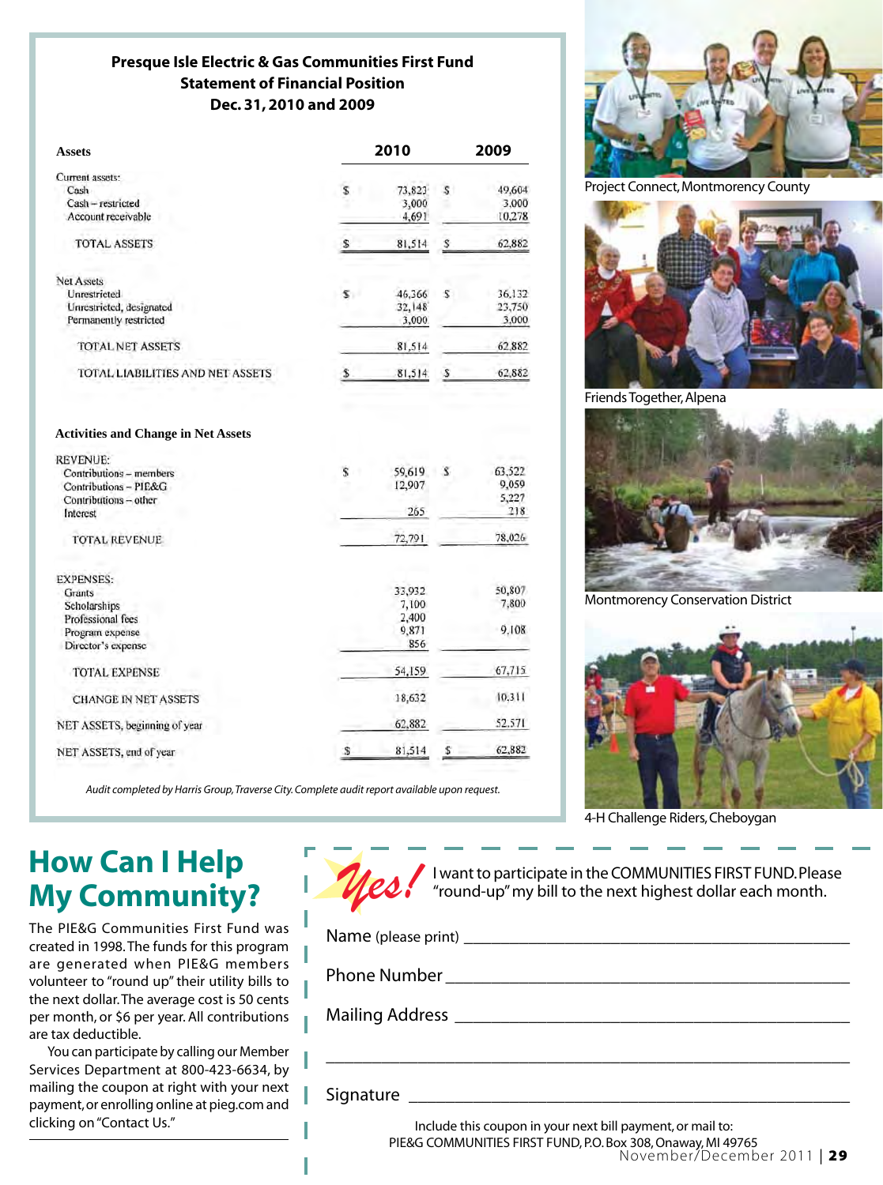## Presque Isle Electric & Gas Communities First Fund
## Statement of Financial Position
## Dec. 31, 2010 and 2009

| Assets | 2010 | 2009 |
|---|---|---|
| Current assets: | | |
| Cash | $ 73,823 | $ 49,604 |
| Cash – restricted | 3,000 | 3,000 |
| Account receivable | 4,691 | 10,278 |
| TOTAL ASSETS | $ 81,514 | $ 62,882 |
| Net Assets | | |
| Unrestricted | $ 46,366 | $ 36,132 |
| Unrestricted, designated | 32,148 | 23,750 |
| Permanently restricted | 3,000 | 3,000 |
| TOTAL NET ASSETS | 81,514 | 62,882 |
| TOTAL LIABILITIES AND NET ASSETS | $ 81,514 | $ 62,882 |

### Activities and Change in Net Assets

| | 2010 | 2009 |
|---|---|---|
| REVENUE: | | |
| Contributions – members | $ 59,619 | $ 63,522 |
| Contributions – PIE&G | 12,907 | 9,059 |
| Contributions – other | | 5,227 |
| Interest | 265 | 218 |
| TOTAL REVENUE | 72,791 | 78,026 |
| EXPENSES: | | |
| Grants | 33,932 | 50,807 |
| Scholarships | 7,100 | 7,800 |
| Professional fees | 2,400 | |
| Program expense | 9,871 | 9,108 |
| Director's expense | 856 | |
| TOTAL EXPENSE | 54,159 | 67,715 |
| CHANGE IN NET ASSETS | 18,632 | 10,311 |
| NET ASSETS, beginning of year | 62,882 | 52,571 |
| NET ASSETS, end of year | $ 81,514 | $ 62,882 |

*Audit completed by Harris Group, Traverse City. Complete audit report available upon request.*

Project Connect, Montmorency County

Friends Together, Alpena

Montmorency Conservation District

4-H Challenge Riders, Cheboygan

# How Can I Help My Community?

The PIE&G Communities First Fund was created in 1998. The funds for this program are generated when PIE&G members volunteer to "round up" their utility bills to the next dollar. The average cost is 50 cents per month, or $6 per year. All contributions are tax deductible.

You can participate by calling our Member Services Department at 800-423-6634, by mailing the coupon at right with your next payment, or enrolling online at pieg.com and clicking on "Contact Us."

**Yes!** I want to participate in the COMMUNITIES FIRST FUND. Please "round-up" my bill to the next highest dollar each month.

Name (please print) ______________________________

Phone Number ______________________________

Mailing Address ______________________________

______________________________

Signature ______________________________

Include this coupon in your next bill payment, or mail to:
PIE&G COMMUNITIES FIRST FUND, P.O. Box 308, Onaway, MI 49765